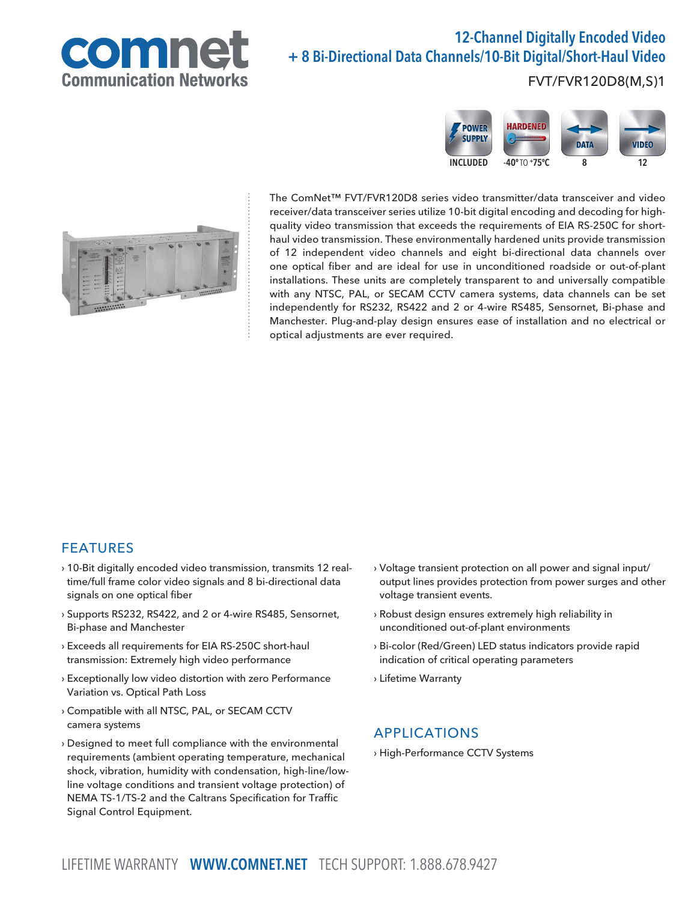# 12-Channel Digitally Encoded Video + 8 Bi-Directional Data Channels/10-Bit Digital/Short-Haul Video

FVT/FVR120D8(M,S)1

POWER SUPPLY INCLUDED | HARDENED -40° TO +75°C | DATA 8 | VIDEO 12

The ComNet™ FVT/FVR120D8 series video transmitter/data transceiver and video receiver/data transceiver series utilize 10-bit digital encoding and decoding for high-quality video transmission that exceeds the requirements of EIA RS-250C for short-haul video transmission. These environmentally hardened units provide transmission of 12 independent video channels and eight bi-directional data channels over one optical fiber and are ideal for use in unconditioned roadside or out-of-plant installations. These units are completely transparent to and universally compatible with any NTSC, PAL, or SECAM CCTV camera systems, data channels can be set independently for RS232, RS422 and 2 or 4-wire RS485, Sensornet, Bi-phase and Manchester. Plug-and-play design ensures ease of installation and no electrical or optical adjustments are ever required.

## FEATURES

- 10-Bit digitally encoded video transmission, transmits 12 real-time/full frame color video signals and 8 bi-directional data signals on one optical fiber
- Supports RS232, RS422, and 2 or 4-wire RS485, Sensornet, Bi-phase and Manchester
- Exceeds all requirements for EIA RS-250C short-haul transmission: Extremely high video performance
- Exceptionally low video distortion with zero Performance Variation vs. Optical Path Loss
- Compatible with all NTSC, PAL, or SECAM CCTV camera systems
- Designed to meet full compliance with the environmental requirements (ambient operating temperature, mechanical shock, vibration, humidity with condensation, high-line/low-line voltage conditions and transient voltage protection) of NEMA TS-1/TS-2 and the Caltrans Specification for Traffic Signal Control Equipment.
- Voltage transient protection on all power and signal input/output lines provides protection from power surges and other voltage transient events.
- Robust design ensures extremely high reliability in unconditioned out-of-plant environments
- Bi-color (Red/Green) LED status indicators provide rapid indication of critical operating parameters
- Lifetime Warranty

## APPLICATIONS

- High-Performance CCTV Systems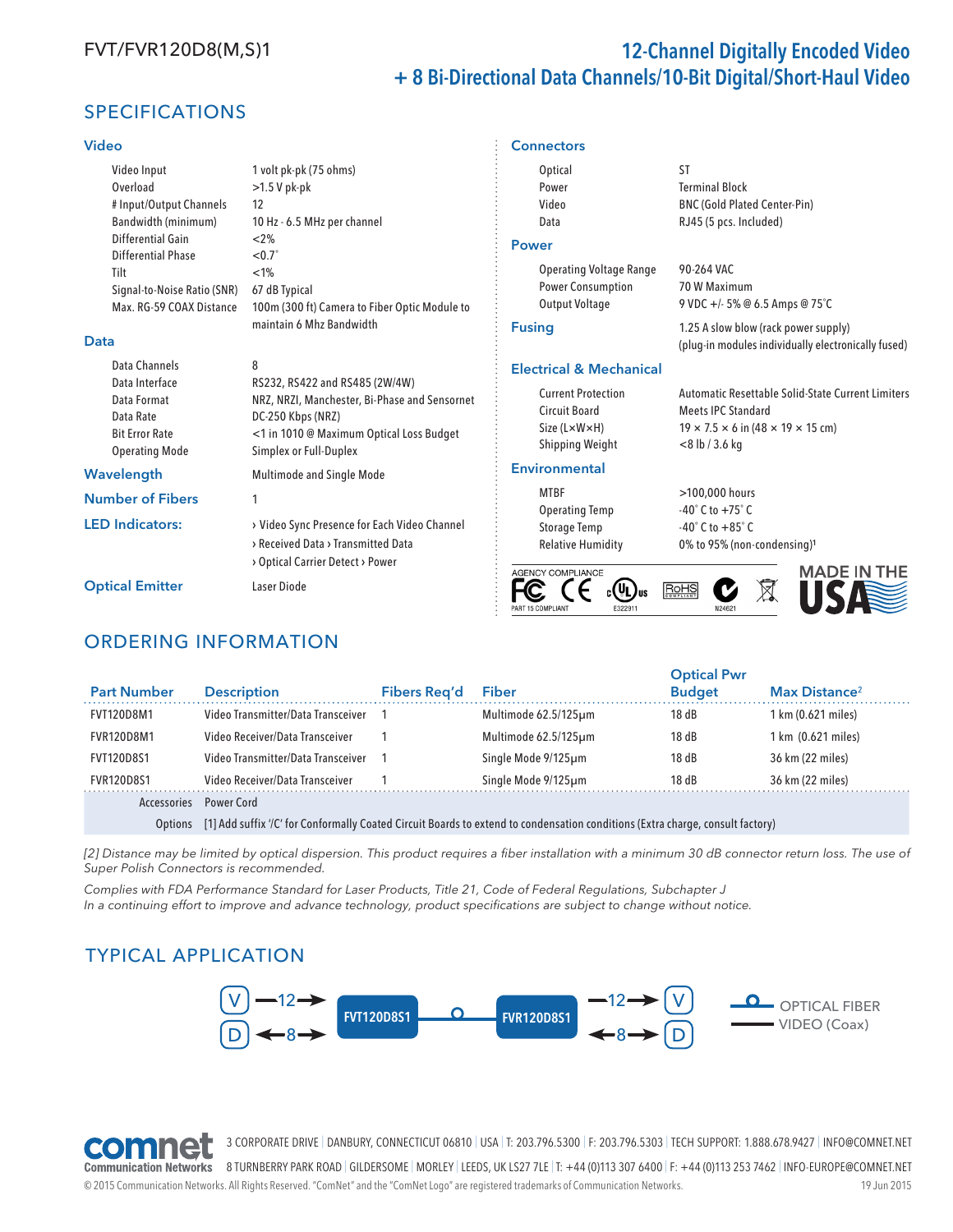FVT/FVR120D8(M,S)1

# 12-Channel Digitally Encoded Video + 8 Bi-Directional Data Channels/10-Bit Digital/Short-Haul Video

## SPECIFICATIONS

### Video

| | |
|---|---|
| Video Input | 1 volt pk-pk (75 ohms) |
| Overload | >1.5 V pk-pk |
| # Input/Output Channels | 12 |
| Bandwidth (minimum) | 10 Hz - 6.5 MHz per channel |
| Differential Gain | <2% |
| Differential Phase | <0.7˚ |
| Tilt | <1% |
| Signal-to-Noise Ratio (SNR) | 67 dB Typical |
| Max. RG-59 COAX Distance | 100m (300 ft) Camera to Fiber Optic Module to maintain 6 Mhz Bandwidth |

### Data

| | |
|---|---|
| Data Channels | 8 |
| Data Interface | RS232, RS422 and RS485 (2W/4W) |
| Data Format | NRZ, NRZI, Manchester, Bi-Phase and Sensornet |
| Data Rate | DC-250 Kbps (NRZ) |
| Bit Error Rate | <1 in 1010 @ Maximum Optical Loss Budget |
| Operating Mode | Simplex or Full-Duplex |

### Wavelength
Multimode and Single Mode

### Number of Fibers
1

### LED Indicators:
› Video Sync Presence for Each Video Channel
› Received Data › Transmitted Data
› Optical Carrier Detect › Power

### Optical Emitter
Laser Diode

### Connectors

| | |
|---|---|
| Optical | ST |
| Power | Terminal Block |
| Video | BNC (Gold Plated Center-Pin) |
| Data | RJ45 (5 pcs. Included) |

### Power

| | |
|---|---|
| Operating Voltage Range | 90-264 VAC |
| Power Consumption | 70 W Maximum |
| Output Voltage | 9 VDC +/- 5% @ 6.5 Amps @ 75˚C |

### Fusing
1.25 A slow blow (rack power supply)
(plug-in modules individually electronically fused)

### Electrical & Mechanical

| | |
|---|---|
| Current Protection | Automatic Resettable Solid-State Current Limiters |
| Circuit Board | Meets IPC Standard |
| Size (L×W×H) | 19 × 7.5 × 6 in (48 × 19 × 15 cm) |
| Shipping Weight | <8 lb / 3.6 kg |

### Environmental

| | |
|---|---|
| MTBF | >100,000 hours |
| Operating Temp | -40˚ C to +75˚ C |
| Storage Temp | -40˚ C to +85˚ C |
| Relative Humidity | 0% to 95% (non-condensing)[1] |

AGENCY COMPLIANCE
PART 15 COMPLIANT E322911 N24621
MADE IN THE USA

## ORDERING INFORMATION

| Part Number | Description | Fibers Req'd | Fiber | Optical Pwr Budget | Max Distance[2] |
|---|---|---|---|---|---|
| FVT120D8M1 | Video Transmitter/Data Transceiver | 1 | Multimode 62.5/125μm | 18 dB | 1 km (0.621 miles) |
| FVR120D8M1 | Video Receiver/Data Transceiver | 1 | Multimode 62.5/125μm | 18 dB | 1 km (0.621 miles) |
| FVT120D8S1 | Video Transmitter/Data Transceiver | 1 | Single Mode 9/125μm | 18 dB | 36 km (22 miles) |
| FVR120D8S1 | Video Receiver/Data Transceiver | 1 | Single Mode 9/125μm | 18 dB | 36 km (22 miles) |
| Accessories | Power Cord | | | | |
| Options | [1] Add suffix '/C' for Conformally Coated Circuit Boards to extend to condensation conditions (Extra charge, consult factory) | | | | |

*[2] Distance may be limited by optical dispersion. This product requires a fiber installation with a minimum 30 dB connector return loss. The use of Super Polish Connectors is recommended.*

*Complies with FDA Performance Standard for Laser Products, Title 21, Code of Federal Regulations, Subchapter J*
*In a continuing effort to improve and advance technology, product specifications are subject to change without notice.*

## TYPICAL APPLICATION

V 12 D 8 FVT120D8S1 FVR120D8S1 12 V 8 D

OPTICAL FIBER
VIDEO (Coax)

3 CORPORATE DRIVE | DANBURY, CONNECTICUT 06810 | USA | T: 203.796.5300 | F: 203.796.5303 | TECH SUPPORT: 1.888.678.9427 | INFO@COMNET.NET
8 TURNBERRY PARK ROAD | GILDERSOME | MORLEY | LEEDS, UK LS27 7LE | T: +44 (0)113 307 6400 | F: +44 (0)113 253 7462 | INFO-EUROPE@COMNET.NET
© 2015 Communication Networks. All Rights Reserved. "ComNet" and the "ComNet Logo" are registered trademarks of Communication Networks. 19 Jun 2015